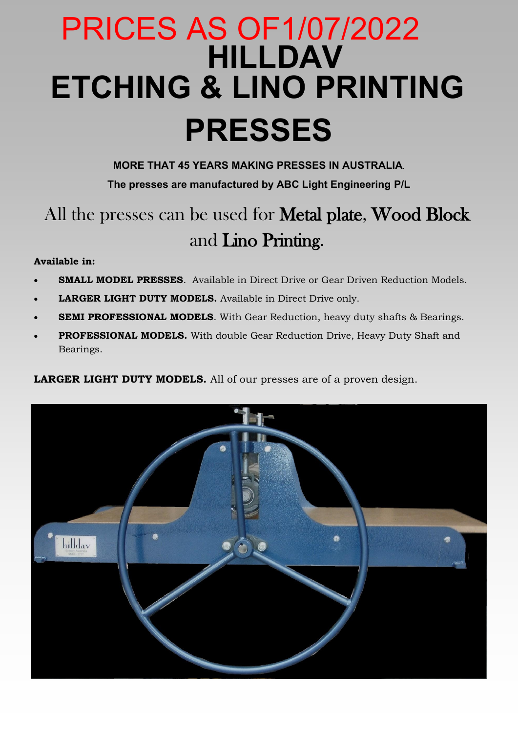# PRICES AS OF1/07/2022

# HILLDAV ETCHING & LINO PRINTING PRESSES

**MORE THAT 45 YEARS MAKING PRESSES IN AUSTRALIA**.

**The presses are manufactured by ABC Light Engineering P/L**

All the presses can be used for Metal plate, Wood Block and Lino Printing.

**Available in:**

- **SMALL MODEL PRESSES**. Available in Direct Drive or Gear Driven Reduction Models.
- **LARGER LIGHT DUTY MODELS.** Available in Direct Drive only.
- **SEMI PROFESSIONAL MODELS**. With Gear Reduction, heavy duty shafts & Bearings.
- **PROFESSIONAL MODELS.** With double Gear Reduction Drive, Heavy Duty Shaft and Bearings.

**LARGER LIGHT DUTY MODELS.** All of our presses are of a proven design.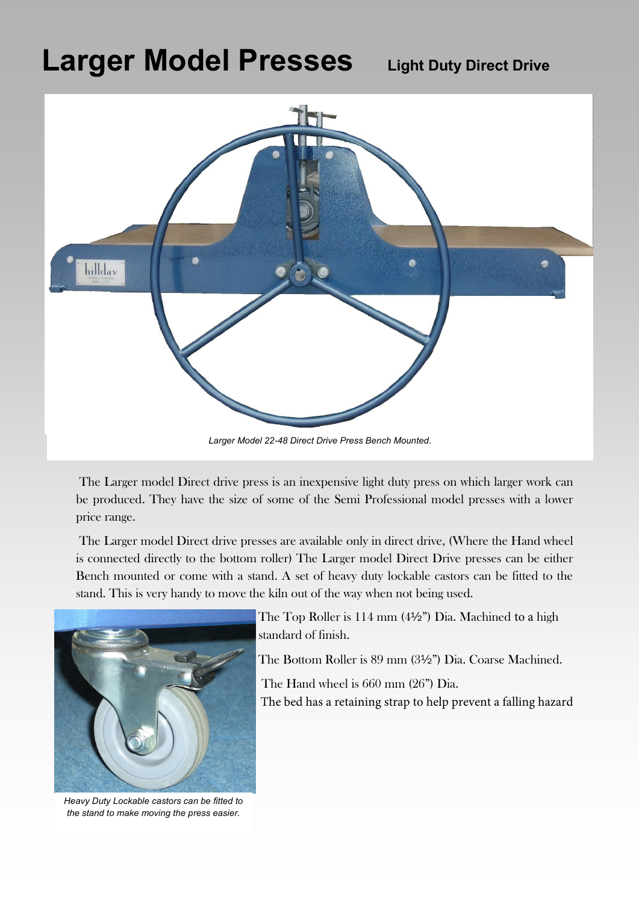# Larger Model Presses

**Light Duty Direct Drive**

*Larger Model 22-48 Direct Drive Press Bench Mounted.*

The Larger model Direct drive press is an inexpensive light duty press on which larger work can be produced. They have the size of some of the Semi Professional model presses with a lower price range.

The Larger model Direct drive presses are available only in direct drive, (Where the Hand wheel is connected directly to the bottom roller) The Larger model Direct Drive presses can be either Bench mounted or come with a stand. A set of heavy duty lockable castors can be fitted to the stand. This is very handy to move the kiln out of the way when not being used.

The Top Roller is 114 mm (4½") Dia. Machined to a high standard of finish.

The Bottom Roller is 89 mm (3½") Dia. Coarse Machined.

The Hand wheel is 660 mm (26") Dia.

The bed has a retaining strap to help prevent a falling hazard

*Heavy Duty Lockable castors can be fitted to the stand to make moving the press easier.*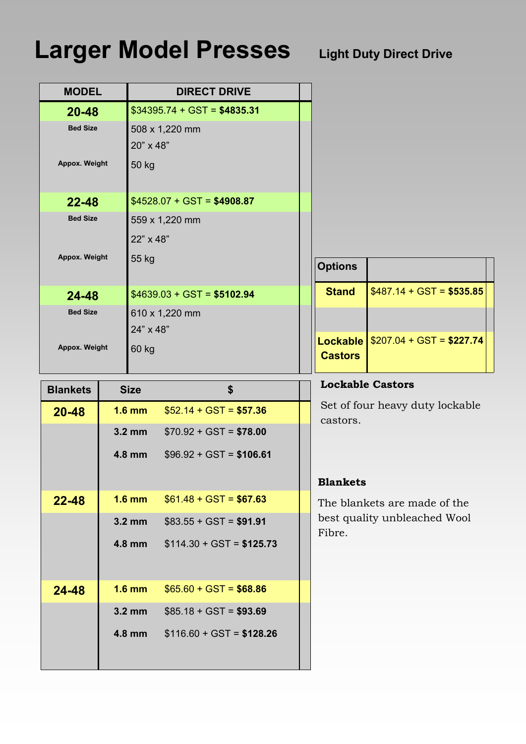# Larger Model Presses

**Light Duty Direct Drive**

| MODEL | DIRECT DRIVE |
|---|---|
| **20-48** | $34395.74 + GST = **$4835.31** |
| Bed Size | 508 x 1,220 mm<br>20” x 48” |
| Appox. Weight | 50 kg |
| **22-48** | $4528.07 + GST = **$4908.87** |
| Bed Size | 559 x 1,220 mm<br>22” x 48” |
| Appox. Weight | 55 kg |
| **24-48** | $4639.03 + GST = **$5102.94** |
| Bed Size | 610 x 1,220 mm<br>24” x 48” |
| Appox. Weight | 60 kg |

| Options | |
|---|---|
| **Stand** | $487.14 + GST = **$535.85** |
| **Lockable Castors** | $207.04 + GST = **$227.74** |

| Blankets | Size | $ |
|---|---|---|
| **20-48** | **1.6 mm** | $52.14 + GST = **$57.36** |
| | **3.2 mm** | $70.92 + GST = **$78.00** |
| | **4.8 mm** | $96.92 + GST = **$106.61** |
| **22-48** | **1.6 mm** | $61.48 + GST = **$67.63** |
| | **3.2 mm** | $83.55 + GST = **$91.91** |
| | **4.8 mm** | $114.30 + GST = **$125.73** |
| **24-48** | **1.6 mm** | $65.60 + GST = **$68.86** |
| | **3.2 mm** | $85.18 + GST = **$93.69** |
| | **4.8 mm** | $116.60 + GST = **$128.26** |

**Lockable Castors**

Set of four heavy duty lockable castors.

**Blankets**

The blankets are made of the best quality unbleached Wool Fibre.